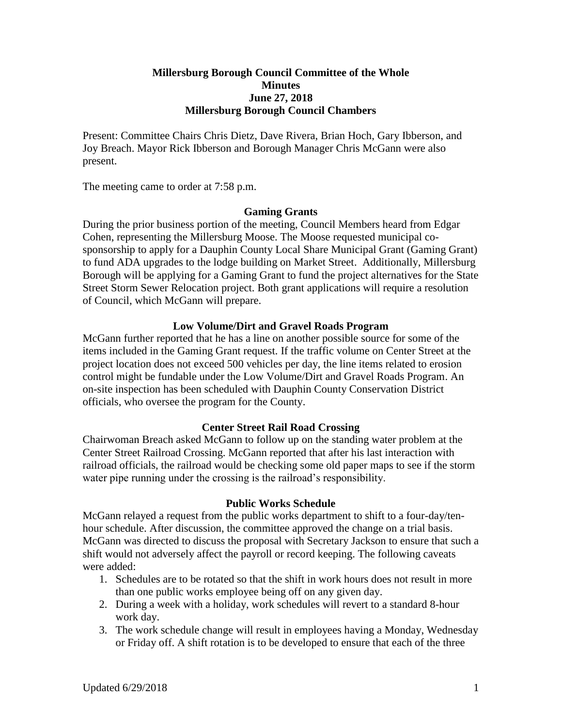# Millersburg Borough Council Committee of the Whole
# Minutes
# June 27, 2018
# Millersburg Borough Council Chambers

Present: Committee Chairs Chris Dietz, Dave Rivera, Brian Hoch, Gary Ibberson, and Joy Breach. Mayor Rick Ibberson and Borough Manager Chris McGann were also present.

The meeting came to order at 7:58 p.m.

## Gaming Grants

During the prior business portion of the meeting, Council Members heard from Edgar Cohen, representing the Millersburg Moose. The Moose requested municipal co-sponsorship to apply for a Dauphin County Local Share Municipal Grant (Gaming Grant) to fund ADA upgrades to the lodge building on Market Street. Additionally, Millersburg Borough will be applying for a Gaming Grant to fund the project alternatives for the State Street Storm Sewer Relocation project. Both grant applications will require a resolution of Council, which McGann will prepare.

## Low Volume/Dirt and Gravel Roads Program

McGann further reported that he has a line on another possible source for some of the items included in the Gaming Grant request. If the traffic volume on Center Street at the project location does not exceed 500 vehicles per day, the line items related to erosion control might be fundable under the Low Volume/Dirt and Gravel Roads Program. An on-site inspection has been scheduled with Dauphin County Conservation District officials, who oversee the program for the County.

## Center Street Rail Road Crossing

Chairwoman Breach asked McGann to follow up on the standing water problem at the Center Street Railroad Crossing. McGann reported that after his last interaction with railroad officials, the railroad would be checking some old paper maps to see if the storm water pipe running under the crossing is the railroad's responsibility.

## Public Works Schedule

McGann relayed a request from the public works department to shift to a four-day/ten-hour schedule. After discussion, the committee approved the change on a trial basis. McGann was directed to discuss the proposal with Secretary Jackson to ensure that such a shift would not adversely affect the payroll or record keeping. The following caveats were added:

1. Schedules are to be rotated so that the shift in work hours does not result in more than one public works employee being off on any given day.
2. During a week with a holiday, work schedules will revert to a standard 8-hour work day.
3. The work schedule change will result in employees having a Monday, Wednesday or Friday off. A shift rotation is to be developed to ensure that each of the three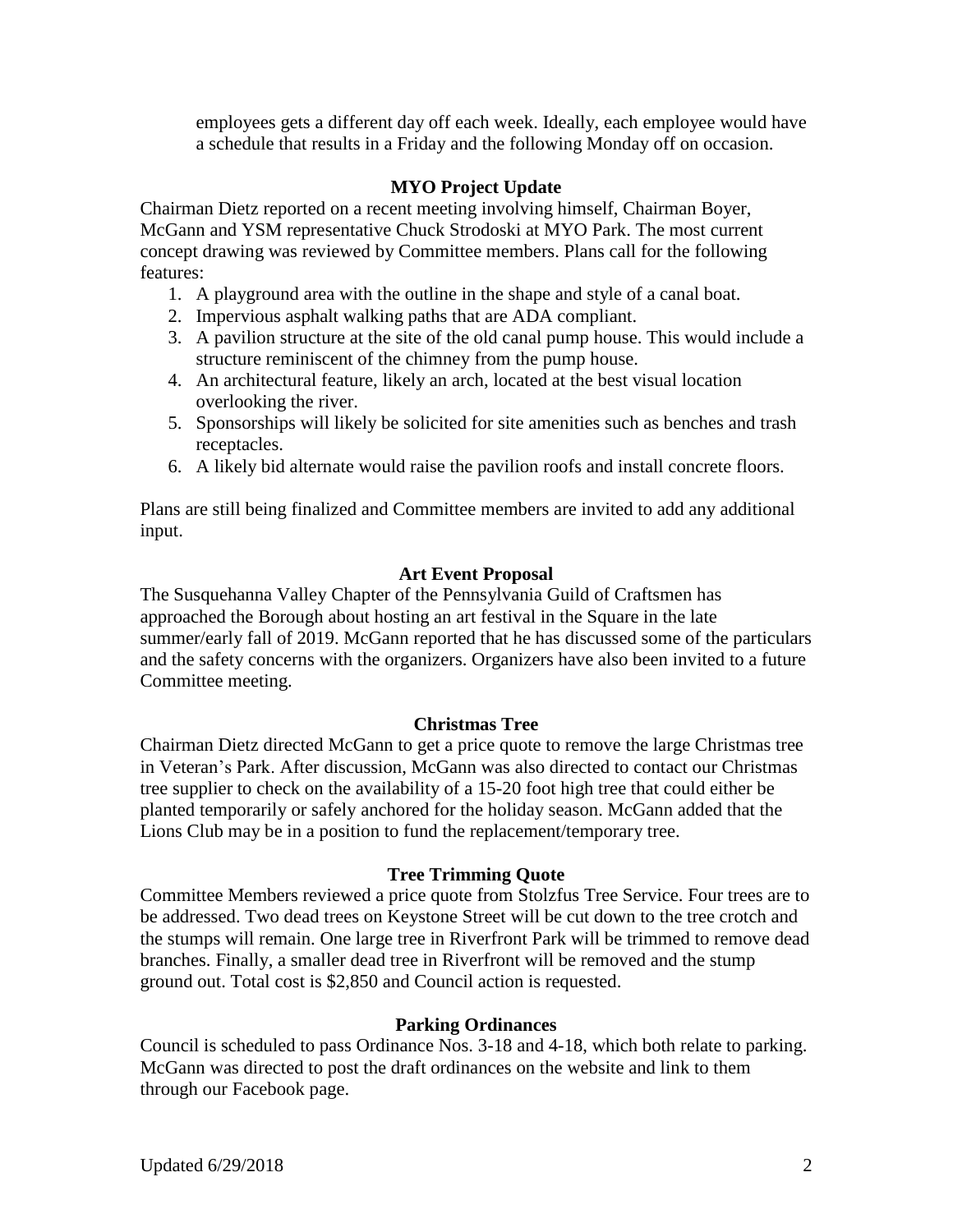employees gets a different day off each week. Ideally, each employee would have a schedule that results in a Friday and the following Monday off on occasion.

### MYO Project Update

Chairman Dietz reported on a recent meeting involving himself, Chairman Boyer, McGann and YSM representative Chuck Strodoski at MYO Park. The most current concept drawing was reviewed by Committee members. Plans call for the following features:

1. A playground area with the outline in the shape and style of a canal boat.
2. Impervious asphalt walking paths that are ADA compliant.
3. A pavilion structure at the site of the old canal pump house. This would include a structure reminiscent of the chimney from the pump house.
4. An architectural feature, likely an arch, located at the best visual location overlooking the river.
5. Sponsorships will likely be solicited for site amenities such as benches and trash receptacles.
6. A likely bid alternate would raise the pavilion roofs and install concrete floors.

Plans are still being finalized and Committee members are invited to add any additional input.

### Art Event Proposal

The Susquehanna Valley Chapter of the Pennsylvania Guild of Craftsmen has approached the Borough about hosting an art festival in the Square in the late summer/early fall of 2019. McGann reported that he has discussed some of the particulars and the safety concerns with the organizers. Organizers have also been invited to a future Committee meeting.

### Christmas Tree

Chairman Dietz directed McGann to get a price quote to remove the large Christmas tree in Veteran's Park. After discussion, McGann was also directed to contact our Christmas tree supplier to check on the availability of a 15-20 foot high tree that could either be planted temporarily or safely anchored for the holiday season. McGann added that the Lions Club may be in a position to fund the replacement/temporary tree.

### Tree Trimming Quote

Committee Members reviewed a price quote from Stolzfus Tree Service. Four trees are to be addressed. Two dead trees on Keystone Street will be cut down to the tree crotch and the stumps will remain. One large tree in Riverfront Park will be trimmed to remove dead branches. Finally, a smaller dead tree in Riverfront will be removed and the stump ground out. Total cost is $2,850 and Council action is requested.

### Parking Ordinances

Council is scheduled to pass Ordinance Nos. 3-18 and 4-18, which both relate to parking. McGann was directed to post the draft ordinances on the website and link to them through our Facebook page.

Updated 6/29/2018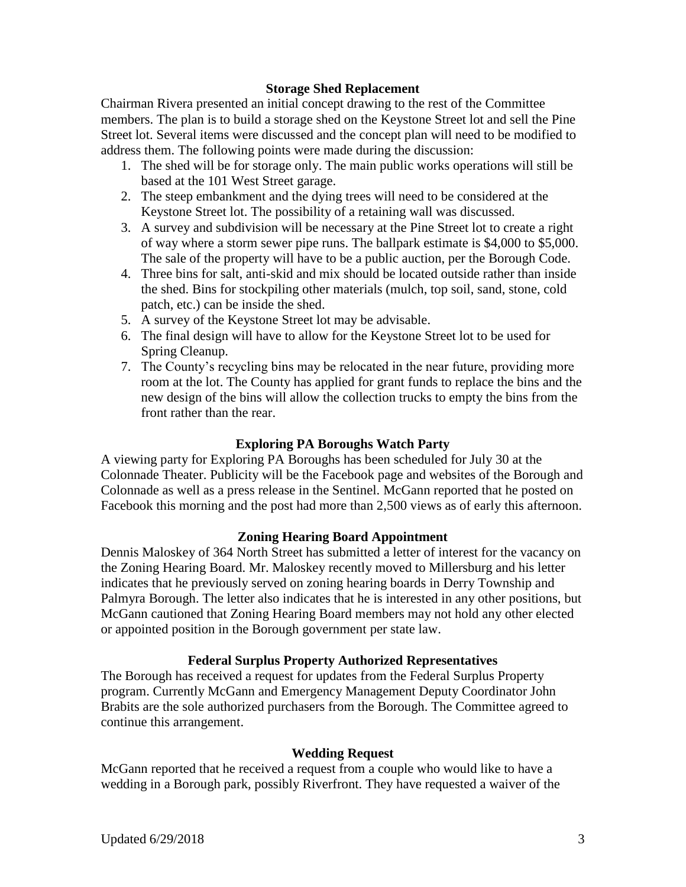### Storage Shed Replacement

Chairman Rivera presented an initial concept drawing to the rest of the Committee members. The plan is to build a storage shed on the Keystone Street lot and sell the Pine Street lot. Several items were discussed and the concept plan will need to be modified to address them. The following points were made during the discussion:

1. The shed will be for storage only. The main public works operations will still be based at the 101 West Street garage.
2. The steep embankment and the dying trees will need to be considered at the Keystone Street lot. The possibility of a retaining wall was discussed.
3. A survey and subdivision will be necessary at the Pine Street lot to create a right of way where a storm sewer pipe runs. The ballpark estimate is $4,000 to $5,000. The sale of the property will have to be a public auction, per the Borough Code.
4. Three bins for salt, anti-skid and mix should be located outside rather than inside the shed. Bins for stockpiling other materials (mulch, top soil, sand, stone, cold patch, etc.) can be inside the shed.
5. A survey of the Keystone Street lot may be advisable.
6. The final design will have to allow for the Keystone Street lot to be used for Spring Cleanup.
7. The County's recycling bins may be relocated in the near future, providing more room at the lot. The County has applied for grant funds to replace the bins and the new design of the bins will allow the collection trucks to empty the bins from the front rather than the rear.

### Exploring PA Boroughs Watch Party

A viewing party for Exploring PA Boroughs has been scheduled for July 30 at the Colonnade Theater. Publicity will be the Facebook page and websites of the Borough and Colonnade as well as a press release in the Sentinel. McGann reported that he posted on Facebook this morning and the post had more than 2,500 views as of early this afternoon.

### Zoning Hearing Board Appointment

Dennis Maloskey of 364 North Street has submitted a letter of interest for the vacancy on the Zoning Hearing Board. Mr. Maloskey recently moved to Millersburg and his letter indicates that he previously served on zoning hearing boards in Derry Township and Palmyra Borough. The letter also indicates that he is interested in any other positions, but McGann cautioned that Zoning Hearing Board members may not hold any other elected or appointed position in the Borough government per state law.

### Federal Surplus Property Authorized Representatives

The Borough has received a request for updates from the Federal Surplus Property program. Currently McGann and Emergency Management Deputy Coordinator John Brabits are the sole authorized purchasers from the Borough. The Committee agreed to continue this arrangement.

### Wedding Request

McGann reported that he received a request from a couple who would like to have a wedding in a Borough park, possibly Riverfront. They have requested a waiver of the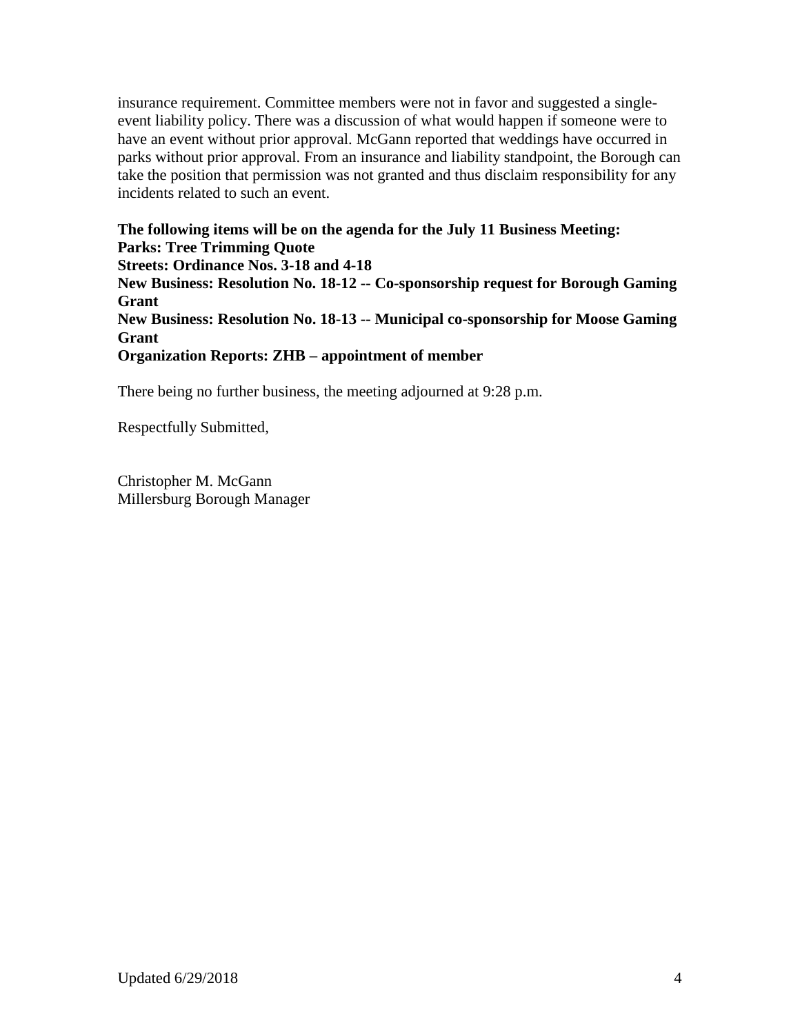insurance requirement. Committee members were not in favor and suggested a single-event liability policy. There was a discussion of what would happen if someone were to have an event without prior approval. McGann reported that weddings have occurred in parks without prior approval. From an insurance and liability standpoint, the Borough can take the position that permission was not granted and thus disclaim responsibility for any incidents related to such an event.

**The following items will be on the agenda for the July 11 Business Meeting:**
**Parks: Tree Trimming Quote**
**Streets: Ordinance Nos. 3-18 and 4-18**
**New Business: Resolution No. 18-12 -- Co-sponsorship request for Borough Gaming Grant**
**New Business: Resolution No. 18-13 -- Municipal co-sponsorship for Moose Gaming Grant**
**Organization Reports: ZHB – appointment of member**

There being no further business, the meeting adjourned at 9:28 p.m.

Respectfully Submitted,

Christopher M. McGann
Millersburg Borough Manager

Updated 6/29/2018